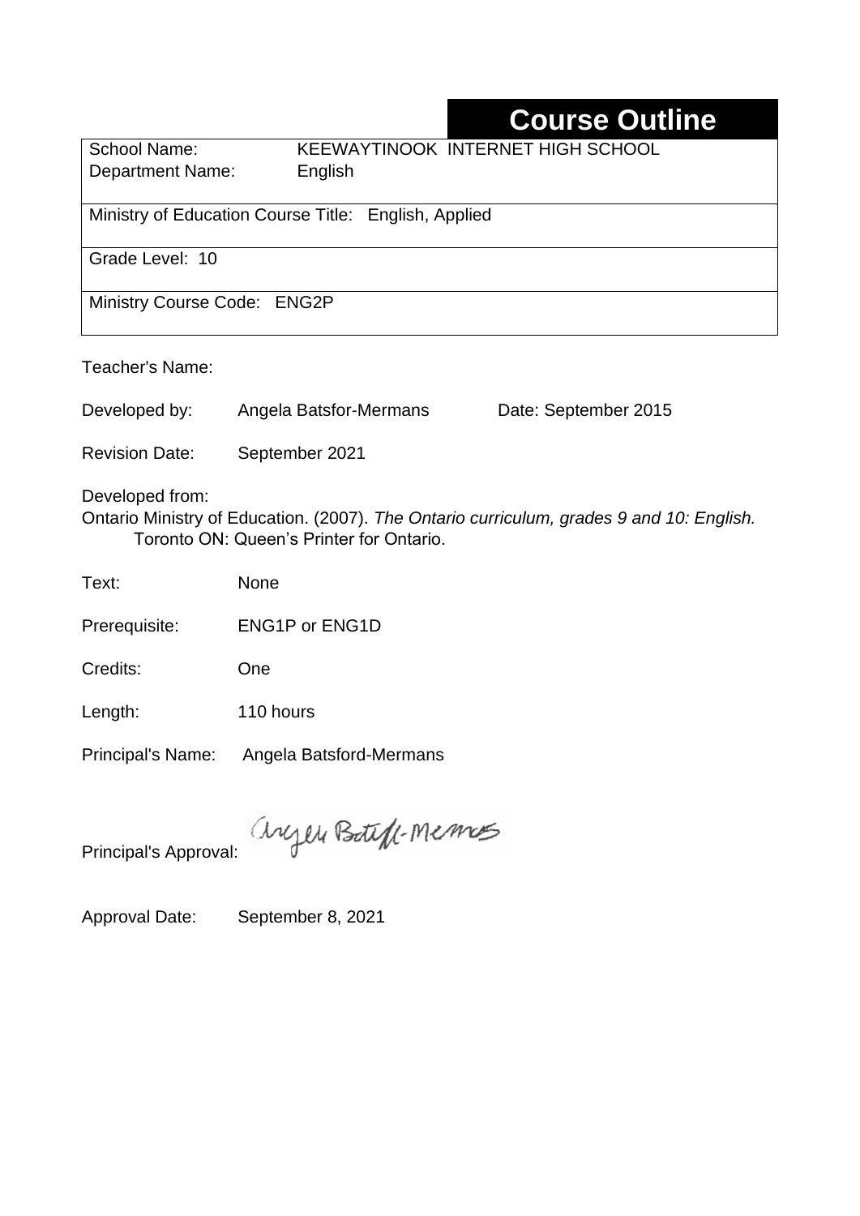# Course Outline

| | |
|---|---|
| School Name: | KEEWAYTINOOK INTERNET HIGH SCHOOL |
| Department Name: | English |
| Ministry of Education Course Title: English, Applied | |
| Grade Level: 10 | |
| Ministry Course Code: ENG2P | |

Teacher's Name:

Developed by: Angela Batsfor-Mermans Date: September 2015

Revision Date: September 2021

Developed from:
Ontario Ministry of Education. (2007). *The Ontario curriculum, grades 9 and 10: English.* Toronto ON: Queen's Printer for Ontario.

Text: None

Prerequisite: ENG1P or ENG1D

Credits: One

Length: 110 hours

Principal's Name: Angela Batsford-Mermans

Principal's Approval: Angela Batsford-Mermans

Approval Date: September 8, 2021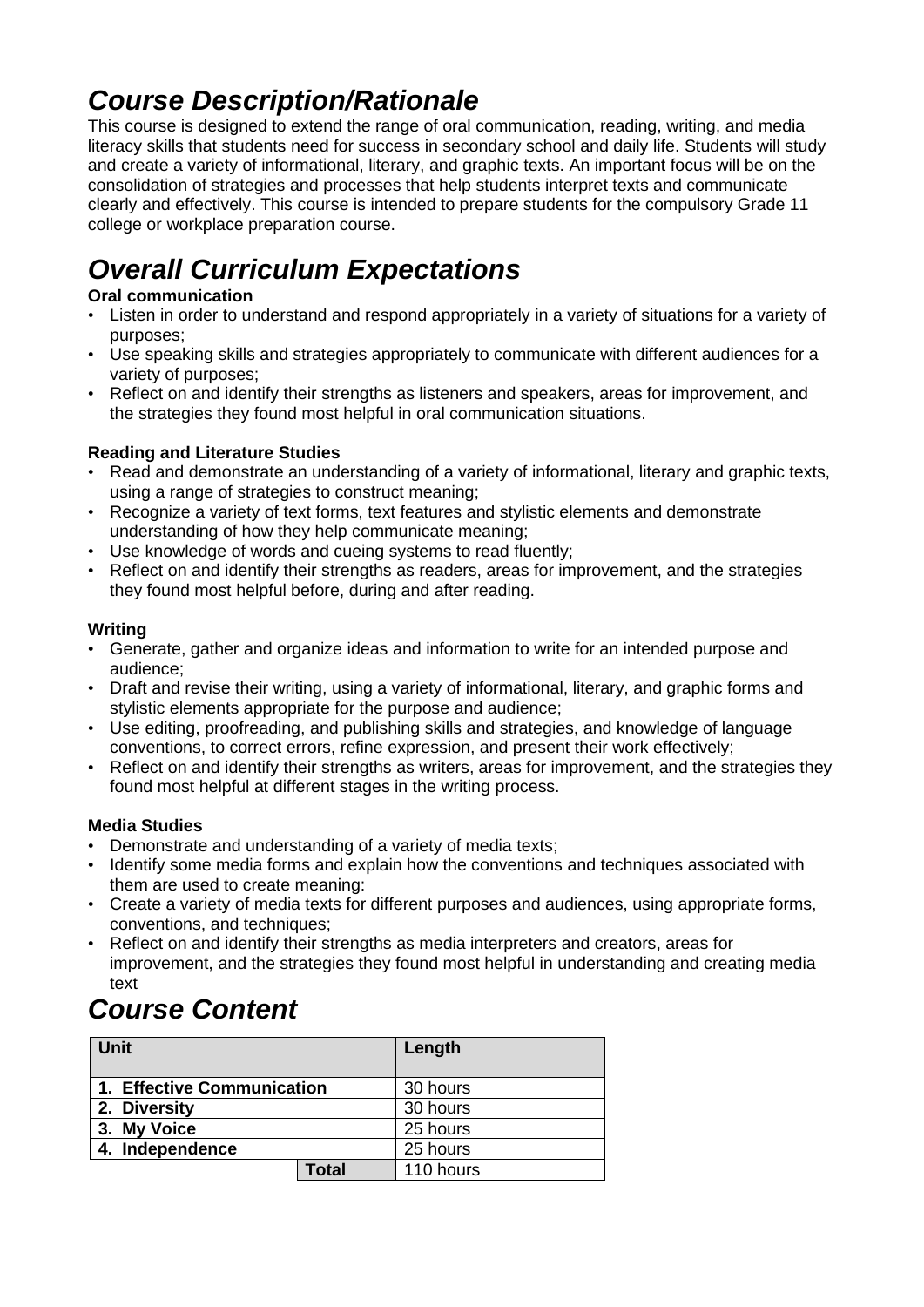## *Course Description/Rationale*

This course is designed to extend the range of oral communication, reading, writing, and media literacy skills that students need for success in secondary school and daily life. Students will study and create a variety of informational, literary, and graphic texts. An important focus will be on the consolidation of strategies and processes that help students interpret texts and communicate clearly and effectively. This course is intended to prepare students for the compulsory Grade 11 college or workplace preparation course.

## *Overall Curriculum Expectations*

**Oral communication**

- Listen in order to understand and respond appropriately in a variety of situations for a variety of purposes;
- Use speaking skills and strategies appropriately to communicate with different audiences for a variety of purposes;
- Reflect on and identify their strengths as listeners and speakers, areas for improvement, and the strategies they found most helpful in oral communication situations.

**Reading and Literature Studies**

- Read and demonstrate an understanding of a variety of informational, literary and graphic texts, using a range of strategies to construct meaning;
- Recognize a variety of text forms, text features and stylistic elements and demonstrate understanding of how they help communicate meaning;
- Use knowledge of words and cueing systems to read fluently;
- Reflect on and identify their strengths as readers, areas for improvement, and the strategies they found most helpful before, during and after reading.

**Writing**

- Generate, gather and organize ideas and information to write for an intended purpose and audience;
- Draft and revise their writing, using a variety of informational, literary, and graphic forms and stylistic elements appropriate for the purpose and audience;
- Use editing, proofreading, and publishing skills and strategies, and knowledge of language conventions, to correct errors, refine expression, and present their work effectively;
- Reflect on and identify their strengths as writers, areas for improvement, and the strategies they found most helpful at different stages in the writing process.

**Media Studies**

- Demonstrate and understanding of a variety of media texts;
- Identify some media forms and explain how the conventions and techniques associated with them are used to create meaning:
- Create a variety of media texts for different purposes and audiences, using appropriate forms, conventions, and techniques;
- Reflect on and identify their strengths as media interpreters and creators, areas for improvement, and the strategies they found most helpful in understanding and creating media text

## *Course Content*

| Unit | | Length |
|---|---|---|
| **1. Effective Communication** | | 30 hours |
| **2. Diversity** | | 30 hours |
| **3. My Voice** | | 25 hours |
| **4. Independence** | | 25 hours |
| | **Total** | 110 hours |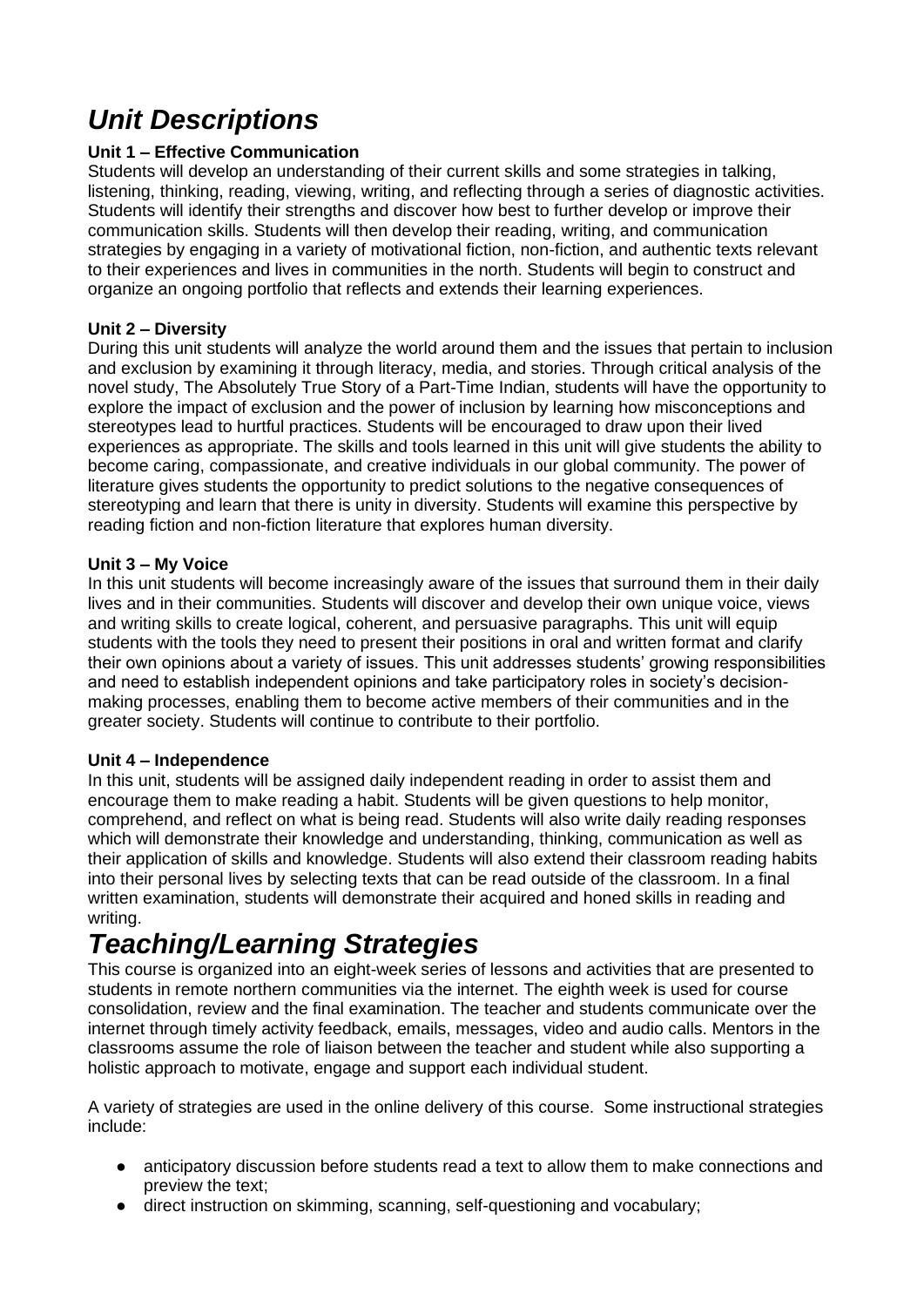# *Unit Descriptions*

**Unit 1 – Effective Communication**

Students will develop an understanding of their current skills and some strategies in talking, listening, thinking, reading, viewing, writing, and reflecting through a series of diagnostic activities. Students will identify their strengths and discover how best to further develop or improve their communication skills. Students will then develop their reading, writing, and communication strategies by engaging in a variety of motivational fiction, non-fiction, and authentic texts relevant to their experiences and lives in communities in the north. Students will begin to construct and organize an ongoing portfolio that reflects and extends their learning experiences.

**Unit 2 – Diversity**

During this unit students will analyze the world around them and the issues that pertain to inclusion and exclusion by examining it through literacy, media, and stories. Through critical analysis of the novel study, The Absolutely True Story of a Part-Time Indian, students will have the opportunity to explore the impact of exclusion and the power of inclusion by learning how misconceptions and stereotypes lead to hurtful practices. Students will be encouraged to draw upon their lived experiences as appropriate. The skills and tools learned in this unit will give students the ability to become caring, compassionate, and creative individuals in our global community. The power of literature gives students the opportunity to predict solutions to the negative consequences of stereotyping and learn that there is unity in diversity. Students will examine this perspective by reading fiction and non-fiction literature that explores human diversity.

**Unit 3 – My Voice**

In this unit students will become increasingly aware of the issues that surround them in their daily lives and in their communities. Students will discover and develop their own unique voice, views and writing skills to create logical, coherent, and persuasive paragraphs. This unit will equip students with the tools they need to present their positions in oral and written format and clarify their own opinions about a variety of issues. This unit addresses students' growing responsibilities and need to establish independent opinions and take participatory roles in society's decision-making processes, enabling them to become active members of their communities and in the greater society. Students will continue to contribute to their portfolio.

**Unit 4 – Independence**

In this unit, students will be assigned daily independent reading in order to assist them and encourage them to make reading a habit. Students will be given questions to help monitor, comprehend, and reflect on what is being read. Students will also write daily reading responses which will demonstrate their knowledge and understanding, thinking, communication as well as their application of skills and knowledge. Students will also extend their classroom reading habits into their personal lives by selecting texts that can be read outside of the classroom. In a final written examination, students will demonstrate their acquired and honed skills in reading and writing.

# *Teaching/Learning Strategies*

This course is organized into an eight-week series of lessons and activities that are presented to students in remote northern communities via the internet. The eighth week is used for course consolidation, review and the final examination. The teacher and students communicate over the internet through timely activity feedback, emails, messages, video and audio calls. Mentors in the classrooms assume the role of liaison between the teacher and student while also supporting a holistic approach to motivate, engage and support each individual student.

A variety of strategies are used in the online delivery of this course. Some instructional strategies include:

- anticipatory discussion before students read a text to allow them to make connections and preview the text;
- direct instruction on skimming, scanning, self-questioning and vocabulary;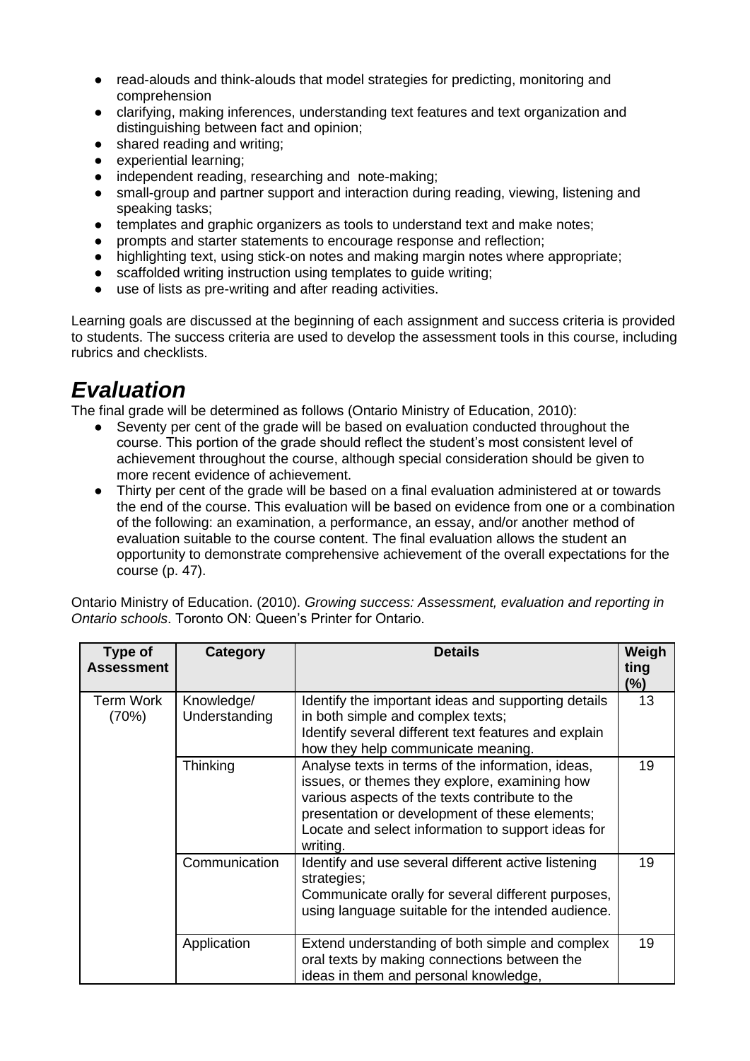- read-alouds and think-alouds that model strategies for predicting, monitoring and comprehension
- clarifying, making inferences, understanding text features and text organization and distinguishing between fact and opinion;
- shared reading and writing;
- experiential learning;
- independent reading, researching and note-making;
- small-group and partner support and interaction during reading, viewing, listening and speaking tasks;
- templates and graphic organizers as tools to understand text and make notes;
- prompts and starter statements to encourage response and reflection;
- highlighting text, using stick-on notes and making margin notes where appropriate;
- scaffolded writing instruction using templates to guide writing;
- use of lists as pre-writing and after reading activities.

Learning goals are discussed at the beginning of each assignment and success criteria is provided to students. The success criteria are used to develop the assessment tools in this course, including rubrics and checklists.

# *Evaluation*

The final grade will be determined as follows (Ontario Ministry of Education, 2010):

- Seventy per cent of the grade will be based on evaluation conducted throughout the course. This portion of the grade should reflect the student's most consistent level of achievement throughout the course, although special consideration should be given to more recent evidence of achievement.
- Thirty per cent of the grade will be based on a final evaluation administered at or towards the end of the course. This evaluation will be based on evidence from one or a combination of the following: an examination, a performance, an essay, and/or another method of evaluation suitable to the course content. The final evaluation allows the student an opportunity to demonstrate comprehensive achievement of the overall expectations for the course (p. 47).

Ontario Ministry of Education. (2010). *Growing success: Assessment, evaluation and reporting in Ontario schools*. Toronto ON: Queen's Printer for Ontario.

| Type of Assessment | Category | Details | Weighting (%) |
|---|---|---|---|
| Term Work (70%) | Knowledge/ Understanding | Identify the important ideas and supporting details in both simple and complex texts;<br>Identify several different text features and explain how they help communicate meaning. | 13 |
| | Thinking | Analyse texts in terms of the information, ideas, issues, or themes they explore, examining how various aspects of the texts contribute to the presentation or development of these elements;<br>Locate and select information to support ideas for writing. | 19 |
| | Communication | Identify and use several different active listening strategies;<br>Communicate orally for several different purposes, using language suitable for the intended audience. | 19 |
| | Application | Extend understanding of both simple and complex oral texts by making connections between the ideas in them and personal knowledge, | 19 |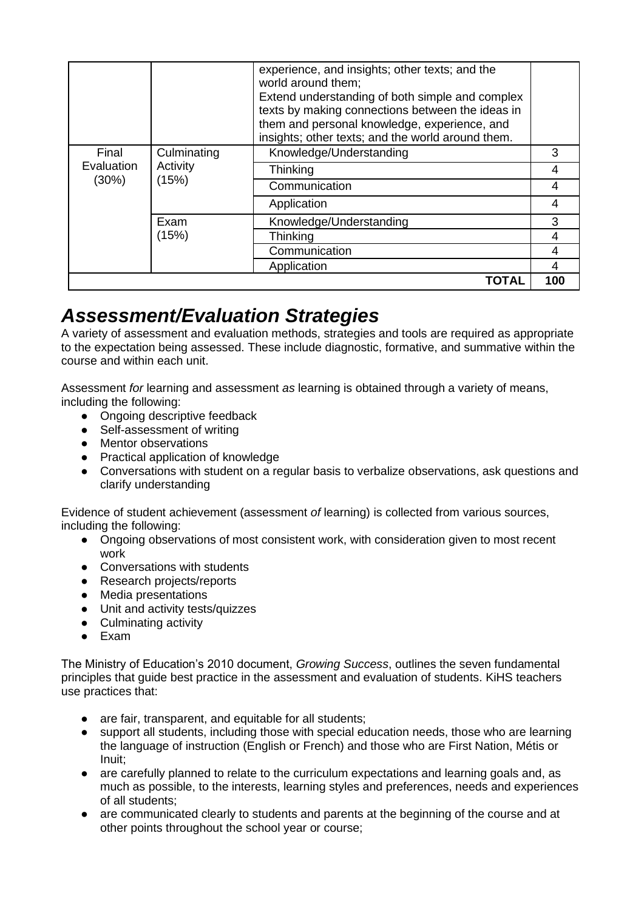| | | | |
|---|---|---|---|
| | | experience, and insights; other texts; and the world around them;<br>Extend understanding of both simple and complex texts by making connections between the ideas in them and personal knowledge, experience, and insights; other texts; and the world around them. | |
| Final Evaluation (30%) | Culminating Activity (15%) | Knowledge/Understanding | 3 |
| | | Thinking | 4 |
| | | Communication | 4 |
| | | Application | 4 |
| | Exam (15%) | Knowledge/Understanding | 3 |
| | | Thinking | 4 |
| | | Communication | 4 |
| | | Application | 4 |
| | | **TOTAL** | **100** |

# *Assessment/Evaluation Strategies*

A variety of assessment and evaluation methods, strategies and tools are required as appropriate to the expectation being assessed. These include diagnostic, formative, and summative within the course and within each unit.

Assessment *for* learning and assessment *as* learning is obtained through a variety of means, including the following:

- Ongoing descriptive feedback
- Self-assessment of writing
- Mentor observations
- Practical application of knowledge
- Conversations with student on a regular basis to verbalize observations, ask questions and clarify understanding

Evidence of student achievement (assessment *of* learning) is collected from various sources, including the following:

- Ongoing observations of most consistent work, with consideration given to most recent work
- Conversations with students
- Research projects/reports
- Media presentations
- Unit and activity tests/quizzes
- Culminating activity
- Exam

The Ministry of Education's 2010 document, *Growing Success*, outlines the seven fundamental principles that guide best practice in the assessment and evaluation of students. KiHS teachers use practices that:

- are fair, transparent, and equitable for all students;
- support all students, including those with special education needs, those who are learning the language of instruction (English or French) and those who are First Nation, Métis or Inuit;
- are carefully planned to relate to the curriculum expectations and learning goals and, as much as possible, to the interests, learning styles and preferences, needs and experiences of all students;
- are communicated clearly to students and parents at the beginning of the course and at other points throughout the school year or course;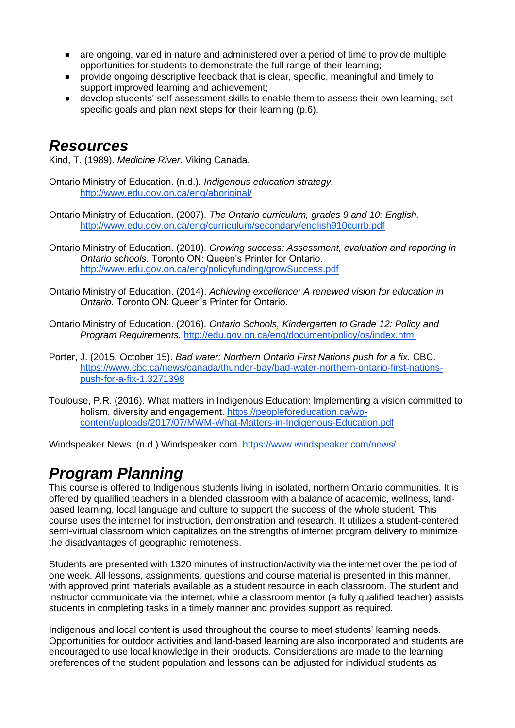- are ongoing, varied in nature and administered over a period of time to provide multiple opportunities for students to demonstrate the full range of their learning;
- provide ongoing descriptive feedback that is clear, specific, meaningful and timely to support improved learning and achievement;
- develop students' self-assessment skills to enable them to assess their own learning, set specific goals and plan next steps for their learning (p.6).

## *Resources*

Kind, T. (1989). *Medicine River.* Viking Canada.

Ontario Ministry of Education. (n.d.). *Indigenous education strategy.* http://www.edu.gov.on.ca/eng/aboriginal/

Ontario Ministry of Education. (2007). *The Ontario curriculum, grades 9 and 10: English.* http://www.edu.gov.on.ca/eng/curriculum/secondary/english910currb.pdf

Ontario Ministry of Education. (2010). *Growing success: Assessment, evaluation and reporting in Ontario schools*. Toronto ON: Queen's Printer for Ontario. http://www.edu.gov.on.ca/eng/policyfunding/growSuccess.pdf

Ontario Ministry of Education. (2014). *Achieving excellence: A renewed vision for education in Ontario.* Toronto ON: Queen's Printer for Ontario.

Ontario Ministry of Education. (2016). *Ontario Schools, Kindergarten to Grade 12: Policy and Program Requirements.* http://edu.gov.on.ca/eng/document/policy/os/index.html

Porter, J. (2015, October 15). *Bad water: Northern Ontario First Nations push for a fix.* CBC. https://www.cbc.ca/news/canada/thunder-bay/bad-water-northern-ontario-first-nations-push-for-a-fix-1.3271398

Toulouse, P.R. (2016). What matters in Indigenous Education: Implementing a vision committed to holism, diversity and engagement. https://peopleforeducation.ca/wp-content/uploads/2017/07/MWM-What-Matters-in-Indigenous-Education.pdf

Windspeaker News. (n.d.) Windspeaker.com. https://www.windspeaker.com/news/

## *Program Planning*

This course is offered to Indigenous students living in isolated, northern Ontario communities. It is offered by qualified teachers in a blended classroom with a balance of academic, wellness, land-based learning, local language and culture to support the success of the whole student. This course uses the internet for instruction, demonstration and research. It utilizes a student-centered semi-virtual classroom which capitalizes on the strengths of internet program delivery to minimize the disadvantages of geographic remoteness.

Students are presented with 1320 minutes of instruction/activity via the internet over the period of one week. All lessons, assignments, questions and course material is presented in this manner, with approved print materials available as a student resource in each classroom. The student and instructor communicate via the internet, while a classroom mentor (a fully qualified teacher) assists students in completing tasks in a timely manner and provides support as required.

Indigenous and local content is used throughout the course to meet students' learning needs. Opportunities for outdoor activities and land-based learning are also incorporated and students are encouraged to use local knowledge in their products. Considerations are made to the learning preferences of the student population and lessons can be adjusted for individual students as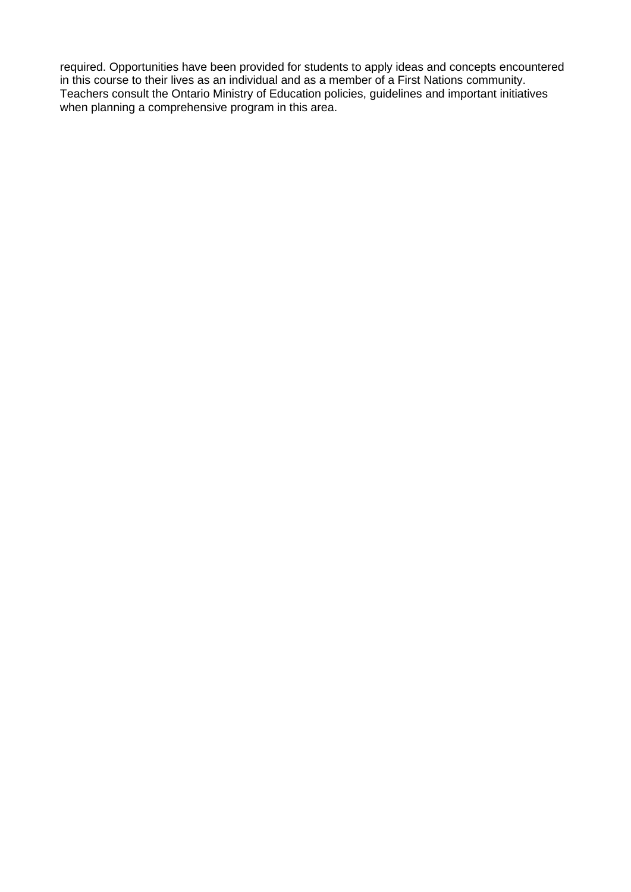required. Opportunities have been provided for students to apply ideas and concepts encountered in this course to their lives as an individual and as a member of a First Nations community. Teachers consult the Ontario Ministry of Education policies, guidelines and important initiatives when planning a comprehensive program in this area.